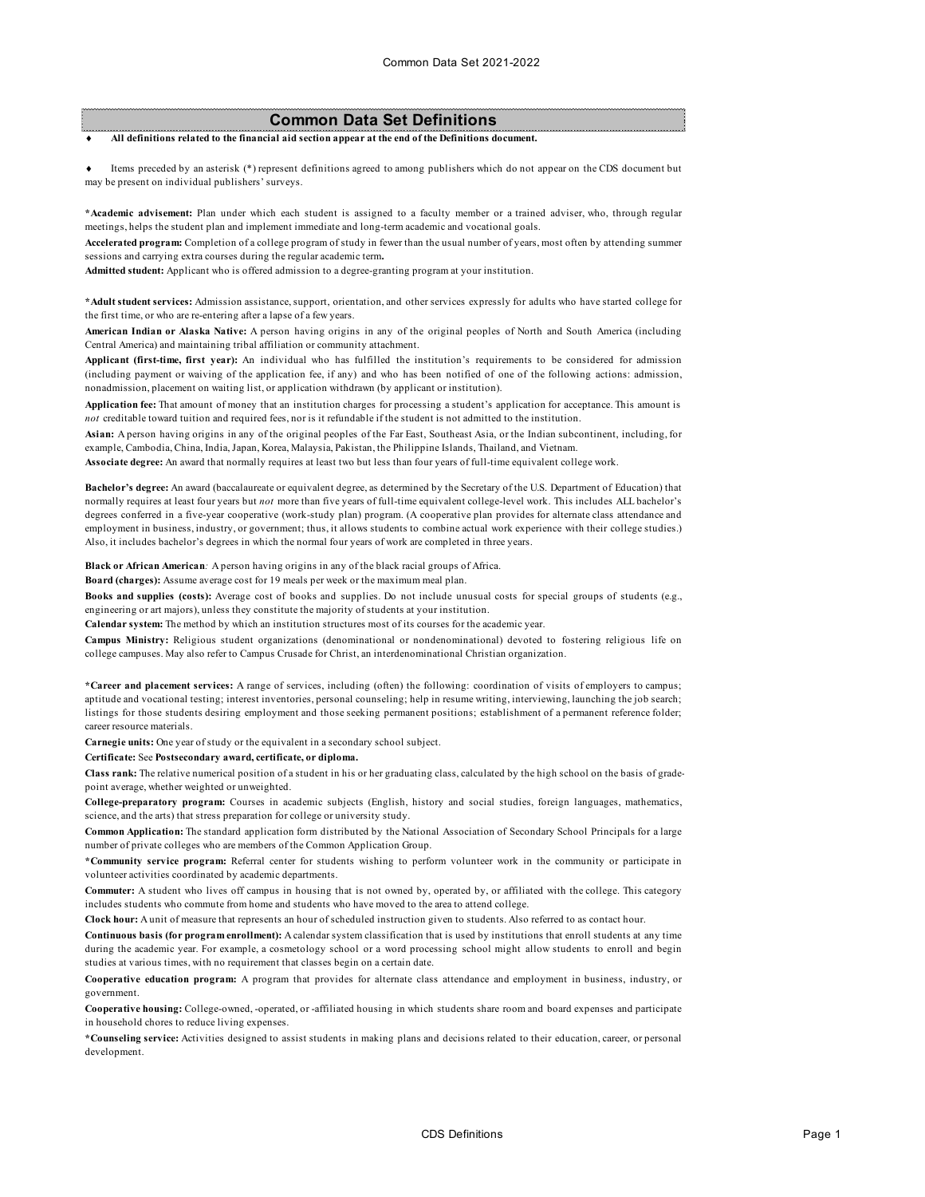# Common Data Set Definitions

♦ **All definitions related to the financial aid section appear at the end of the Definitions document.**

♦ Items preceded by an asterisk (*) represent definitions agreed to among publishers which do not appear on the CDS document but may be present on individual publishers' surveys.

**\*Academic advisement:** Plan under which each student is assigned to a faculty member or a trained adviser, who, through regular meetings, helps the student plan and implement immediate and long-term academic and vocational goals.

**Accelerated program:** Completion of a college program of study in fewer than the usual number of years, most often by attending summer sessions and carrying extra courses during the regular academic term.

**Admitted student:** Applicant who is offered admission to a degree-granting program at your institution.

**\*Adult student services:** Admission assistance, support, orientation, and other services expressly for adults who have started college for the first time, or who are re-entering after a lapse of a few years.

**American Indian or Alaska Native:** A person having origins in any of the original peoples of North and South America (including Central America) and maintaining tribal affiliation or community attachment.

**Applicant (first-time, first year):** An individual who has fulfilled the institution's requirements to be considered for admission (including payment or waiving of the application fee, if any) and who has been notified of one of the following actions: admission, nonadmission, placement on waiting list, or application withdrawn (by applicant or institution).

**Application fee:** That amount of money that an institution charges for processing a student's application for acceptance. This amount is *not* creditable toward tuition and required fees, nor is it refundable if the student is not admitted to the institution.

**Asian:** A person having origins in any of the original peoples of the Far East, Southeast Asia, or the Indian subcontinent, including, for example, Cambodia, China, India, Japan, Korea, Malaysia, Pakistan, the Philippine Islands, Thailand, and Vietnam.

**Associate degree:** An award that normally requires at least two but less than four years of full-time equivalent college work.

**Bachelor's degree:** An award (baccalaureate or equivalent degree, as determined by the Secretary of the U.S. Department of Education) that normally requires at least four years but *not* more than five years of full-time equivalent college-level work. This includes ALL bachelor's degrees conferred in a five-year cooperative (work-study plan) program. (A cooperative plan provides for alternate class attendance and employment in business, industry, or government; thus, it allows students to combine actual work experience with their college studies.) Also, it includes bachelor's degrees in which the normal four years of work are completed in three years.

**Black or African American***:* A person having origins in any of the black racial groups of Africa.

**Board (charges):** Assume average cost for 19 meals per week or the maximum meal plan.

**Books and supplies (costs):** Average cost of books and supplies. Do not include unusual costs for special groups of students (e.g., engineering or art majors), unless they constitute the majority of students at your institution.

**Calendar system:** The method by which an institution structures most of its courses for the academic year.

**Campus Ministry:** Religious student organizations (denominational or nondenominational) devoted to fostering religious life on college campuses. May also refer to Campus Crusade for Christ, an interdenominational Christian organization.

**\*Career and placement services:** A range of services, including (often) the following: coordination of visits of employers to campus; aptitude and vocational testing; interest inventories, personal counseling; help in resume writing, interviewing, launching the job search; listings for those students desiring employment and those seeking permanent positions; establishment of a permanent reference folder; career resource materials.

**Carnegie units:** One year of study or the equivalent in a secondary school subject.

**Certificate:** See **Postsecondary award, certificate, or diploma.**

**Class rank:** The relative numerical position of a student in his or her graduating class, calculated by the high school on the basis of grade-point average, whether weighted or unweighted.

**College-preparatory program:** Courses in academic subjects (English, history and social studies, foreign languages, mathematics, science, and the arts) that stress preparation for college or university study.

**Common Application:** The standard application form distributed by the National Association of Secondary School Principals for a large number of private colleges who are members of the Common Application Group.

**\*Community service program:** Referral center for students wishing to perform volunteer work in the community or participate in volunteer activities coordinated by academic departments.

**Commuter:** A student who lives off campus in housing that is not owned by, operated by, or affiliated with the college. This category includes students who commute from home and students who have moved to the area to attend college.

**Clock hour:** A unit of measure that represents an hour of scheduled instruction given to students. Also referred to as contact hour.

**Continuous basis (for program enrollment):** A calendar system classification that is used by institutions that enroll students at any time during the academic year. For example, a cosmetology school or a word processing school might allow students to enroll and begin studies at various times, with no requirement that classes begin on a certain date.

**Cooperative education program:** A program that provides for alternate class attendance and employment in business, industry, or government.

**Cooperative housing:** College-owned, -operated, or -affiliated housing in which students share room and board expenses and participate in household chores to reduce living expenses.

**\*Counseling service:** Activities designed to assist students in making plans and decisions related to their education, career, or personal development.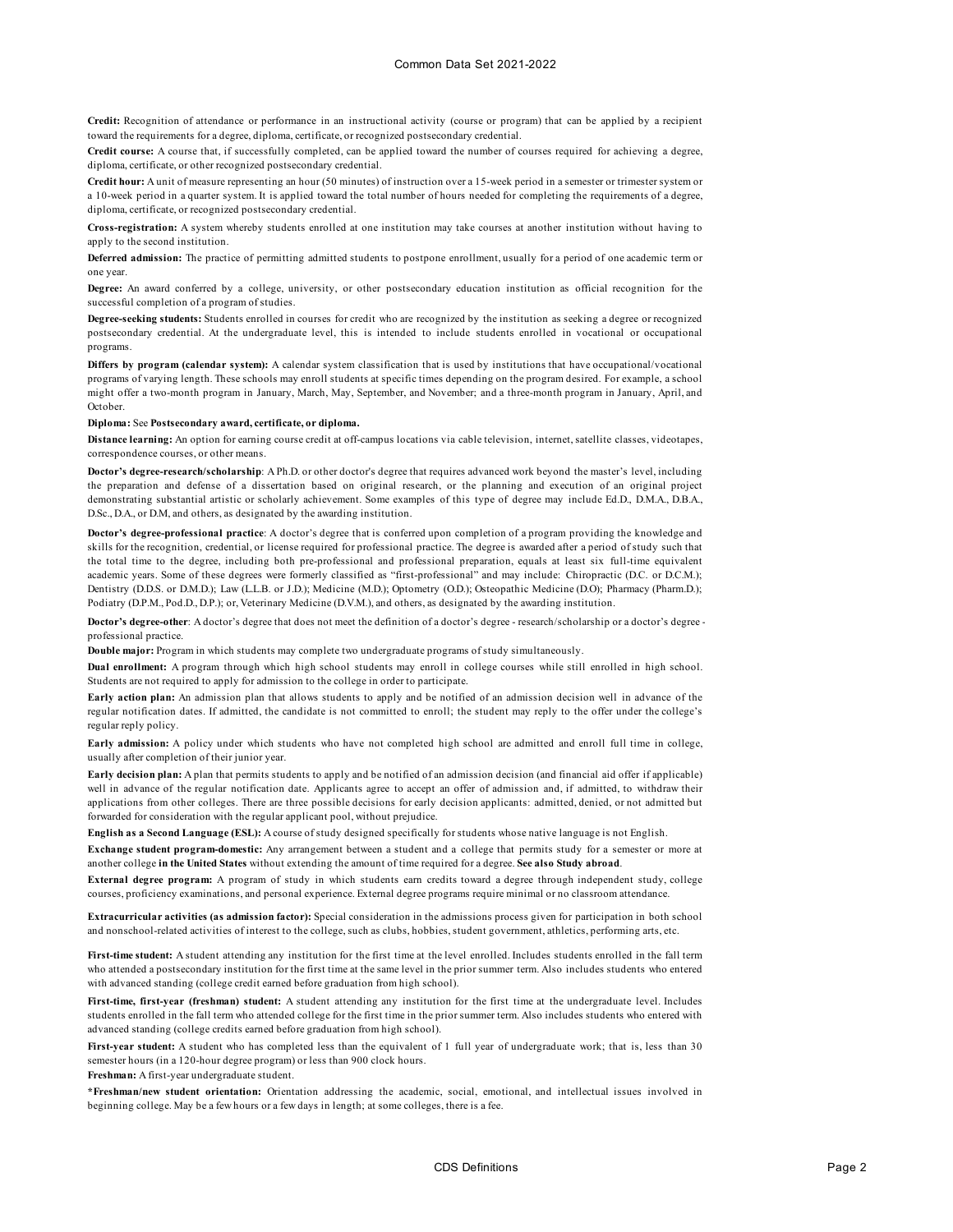**Credit:** Recognition of attendance or performance in an instructional activity (course or program) that can be applied by a recipient toward the requirements for a degree, diploma, certificate, or recognized postsecondary credential.

**Credit course:** A course that, if successfully completed, can be applied toward the number of courses required for achieving a degree, diploma, certificate, or other recognized postsecondary credential.

**Credit hour:** A unit of measure representing an hour (50 minutes) of instruction over a 15-week period in a semester or trimester system or a 10-week period in a quarter system. It is applied toward the total number of hours needed for completing the requirements of a degree, diploma, certificate, or recognized postsecondary credential.

**Cross-registration:** A system whereby students enrolled at one institution may take courses at another institution without having to apply to the second institution.

**Deferred admission:** The practice of permitting admitted students to postpone enrollment, usually for a period of one academic term or one year.

**Degree:** An award conferred by a college, university, or other postsecondary education institution as official recognition for the successful completion of a program of studies.

**Degree-seeking students:** Students enrolled in courses for credit who are recognized by the institution as seeking a degree or recognized postsecondary credential. At the undergraduate level, this is intended to include students enrolled in vocational or occupational programs.

**Differs by program (calendar system):** A calendar system classification that is used by institutions that have occupational/vocational programs of varying length. These schools may enroll students at specific times depending on the program desired. For example, a school might offer a two-month program in January, March, May, September, and November; and a three-month program in January, April, and October.

**Diploma:** See **Postsecondary award, certificate, or diploma.**

**Distance learning:** An option for earning course credit at off-campus locations via cable television, internet, satellite classes, videotapes, correspondence courses, or other means.

**Doctor's degree-research/scholarship**: A Ph.D. or other doctor's degree that requires advanced work beyond the master's level, including the preparation and defense of a dissertation based on original research, or the planning and execution of an original project demonstrating substantial artistic or scholarly achievement. Some examples of this type of degree may include Ed.D., D.M.A., D.B.A., D.Sc., D.A., or D.M, and others, as designated by the awarding institution.

**Doctor's degree-professional practice**: A doctor's degree that is conferred upon completion of a program providing the knowledge and skills for the recognition, credential, or license required for professional practice. The degree is awarded after a period of study such that the total time to the degree, including both pre-professional and professional preparation, equals at least six full-time equivalent academic years. Some of these degrees were formerly classified as "first-professional" and may include: Chiropractic (D.C. or D.C.M.); Dentistry (D.D.S. or D.M.D.); Law (L.L.B. or J.D.); Medicine (M.D.); Optometry (O.D.); Osteopathic Medicine (D.O); Pharmacy (Pharm.D.); Podiatry (D.P.M., Pod.D., D.P.); or, Veterinary Medicine (D.V.M.), and others, as designated by the awarding institution.

**Doctor's degree-other**: A doctor's degree that does not meet the definition of a doctor's degree - research/scholarship or a doctor's degree - professional practice.

**Double major:** Program in which students may complete two undergraduate programs of study simultaneously.

**Dual enrollment:** A program through which high school students may enroll in college courses while still enrolled in high school. Students are not required to apply for admission to the college in order to participate.

**Early action plan:** An admission plan that allows students to apply and be notified of an admission decision well in advance of the regular notification dates. If admitted, the candidate is not committed to enroll; the student may reply to the offer under the college's regular reply policy.

**Early admission:** A policy under which students who have not completed high school are admitted and enroll full time in college, usually after completion of their junior year.

**Early decision plan:** A plan that permits students to apply and be notified of an admission decision (and financial aid offer if applicable) well in advance of the regular notification date. Applicants agree to accept an offer of admission and, if admitted, to withdraw their applications from other colleges. There are three possible decisions for early decision applicants: admitted, denied, or not admitted but forwarded for consideration with the regular applicant pool, without prejudice.

**English as a Second Language (ESL):** A course of study designed specifically for students whose native language is not English.

**Exchange student program-domestic:** Any arrangement between a student and a college that permits study for a semester or more at another college **in the United States** without extending the amount of time required for a degree. **See also Study abroad**.

**External degree program:** A program of study in which students earn credits toward a degree through independent study, college courses, proficiency examinations, and personal experience. External degree programs require minimal or no classroom attendance.

**Extracurricular activities (as admission factor):** Special consideration in the admissions process given for participation in both school and nonschool-related activities of interest to the college, such as clubs, hobbies, student government, athletics, performing arts, etc.

**First-time student:** A student attending any institution for the first time at the level enrolled. Includes students enrolled in the fall term who attended a postsecondary institution for the first time at the same level in the prior summer term. Also includes students who entered with advanced standing (college credit earned before graduation from high school).

**First-time, first-year (freshman) student:** A student attending any institution for the first time at the undergraduate level. Includes students enrolled in the fall term who attended college for the first time in the prior summer term. Also includes students who entered with advanced standing (college credits earned before graduation from high school).

**First-year student:** A student who has completed less than the equivalent of 1 full year of undergraduate work; that is, less than 30 semester hours (in a 120-hour degree program) or less than 900 clock hours.

**Freshman:** A first-year undergraduate student.

***Freshman/new student orientation:** Orientation addressing the academic, social, emotional, and intellectual issues involved in beginning college. May be a few hours or a few days in length; at some colleges, there is a fee.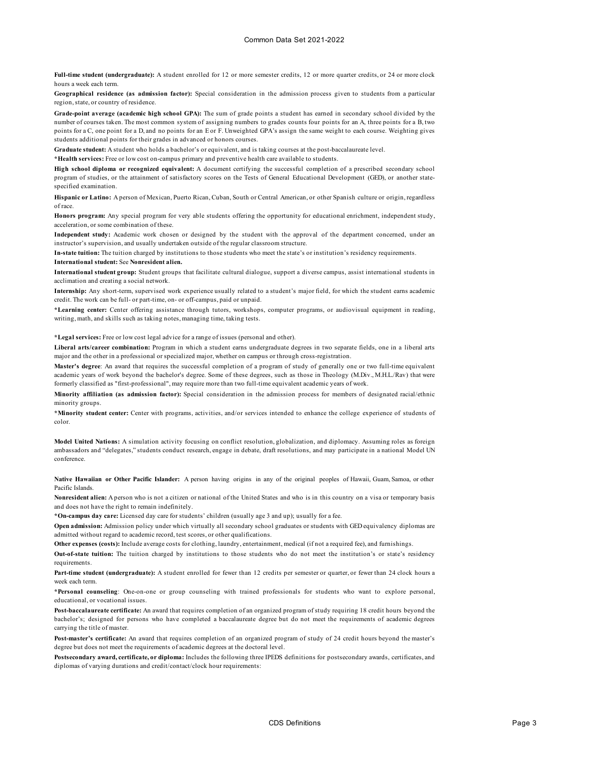**Full-time student (undergraduate):** A student enrolled for 12 or more semester credits, 12 or more quarter credits, or 24 or more clock hours a week each term.

**Geographical residence (as admission factor):** Special consideration in the admission process given to students from a particular region, state, or country of residence.

**Grade-point average (academic high school GPA):** The sum of grade points a student has earned in secondary school divided by the number of courses taken. The most common system of assigning numbers to grades counts four points for an A, three points for a B, two points for a C, one point for a D, and no points for an E or F. Unweighted GPA's assign the same weight to each course. Weighting gives students additional points for their grades in advanced or honors courses.

**Graduate student:** A student who holds a bachelor's or equivalent, and is taking courses at the post-baccalaureate level.

***Health services:** Free or low cost on-campus primary and preventive health care available to students.

**High school diploma or recognized equivalent:** A document certifying the successful completion of a prescribed secondary school program of studies, or the attainment of satisfactory scores on the Tests of General Educational Development (GED), or another state-specified examination.

**Hispanic or Latino:** A person of Mexican, Puerto Rican, Cuban, South or Central American, or other Spanish culture or origin, regardless of race.

**Honors program:** Any special program for very able students offering the opportunity for educational enrichment, independent study, acceleration, or some combination of these.

**Independent study:** Academic work chosen or designed by the student with the approval of the department concerned, under an instructor's supervision, and usually undertaken outside of the regular classroom structure.

**In-state tuition:** The tuition charged by institutions to those students who meet the state's or institution's residency requirements.

**International student:** See **Nonresident alien.**

**International student group:** Student groups that facilitate cultural dialogue, support a diverse campus, assist international students in acclimation and creating a social network.

**Internship:** Any short-term, supervised work experience usually related to a student's major field, for which the student earns academic credit. The work can be full- or part-time, on- or off-campus, paid or unpaid.

***Learning center:** Center offering assistance through tutors, workshops, computer programs, or audiovisual equipment in reading, writing, math, and skills such as taking notes, managing time, taking tests.

***Legal services:** Free or low cost legal advice for a range of issues (personal and other).

**Liberal arts/career combination:** Program in which a student earns undergraduate degrees in two separate fields, one in a liberal arts major and the other in a professional or specialized major, whether on campus or through cross-registration.

**Master's degree**: An award that requires the successful completion of a program of study of generally one or two full-time equivalent academic years of work beyond the bachelor's degree. Some of these degrees, such as those in Theology (M.Div., M.H.L./Rav) that were formerly classified as "first-professional", may require more than two full-time equivalent academic years of work.

**Minority affiliation (as admission factor):** Special consideration in the admission process for members of designated racial/ethnic minority groups.

***Minority student center:** Center with programs, activities, and/or services intended to enhance the college experience of students of color.

**Model United Nations:** A simulation activity focusing on conflict resolution, globalization, and diplomacy. Assuming roles as foreign ambassadors and "delegates," students conduct research, engage in debate, draft resolutions, and may participate in a national Model UN conference.

**Native Hawaiian or Other Pacific Islander:** A person having origins in any of the original peoples of Hawaii, Guam, Samoa, or other Pacific Islands.

**Nonresident alien:** A person who is not a citizen or national of the United States and who is in this country on a visa or temporary basis and does not have the right to remain indefinitely.

***On-campus day care:** Licensed day care for students' children (usually age 3 and up); usually for a fee.

**Open admission:** Admission policy under which virtually all secondary school graduates or students with GED equivalency diplomas are admitted without regard to academic record, test scores, or other qualifications.

**Other expenses (costs):** Include average costs for clothing, laundry, entertainment, medical (if not a required fee), and furnishings.

**Out-of-state tuition:** The tuition charged by institutions to those students who do not meet the institution's or state's residency requirements.

**Part-time student (undergraduate):** A student enrolled for fewer than 12 credits per semester or quarter, or fewer than 24 clock hours a week each term.

***Personal counseling**: One-on-one or group counseling with trained professionals for students who want to explore personal, educational, or vocational issues.

**Post-baccalaureate certificate:** An award that requires completion of an organized program of study requiring 18 credit hours beyond the bachelor's; designed for persons who have completed a baccalaureate degree but do not meet the requirements of academic degrees carrying the title of master.

**Post-master's certificate:** An award that requires completion of an organized program of study of 24 credit hours beyond the master's degree but does not meet the requirements of academic degrees at the doctoral level.

**Postsecondary award, certificate, or diploma:** Includes the following three IPEDS definitions for postsecondary awards, certificates, and diplomas of varying durations and credit/contact/clock hour requirements: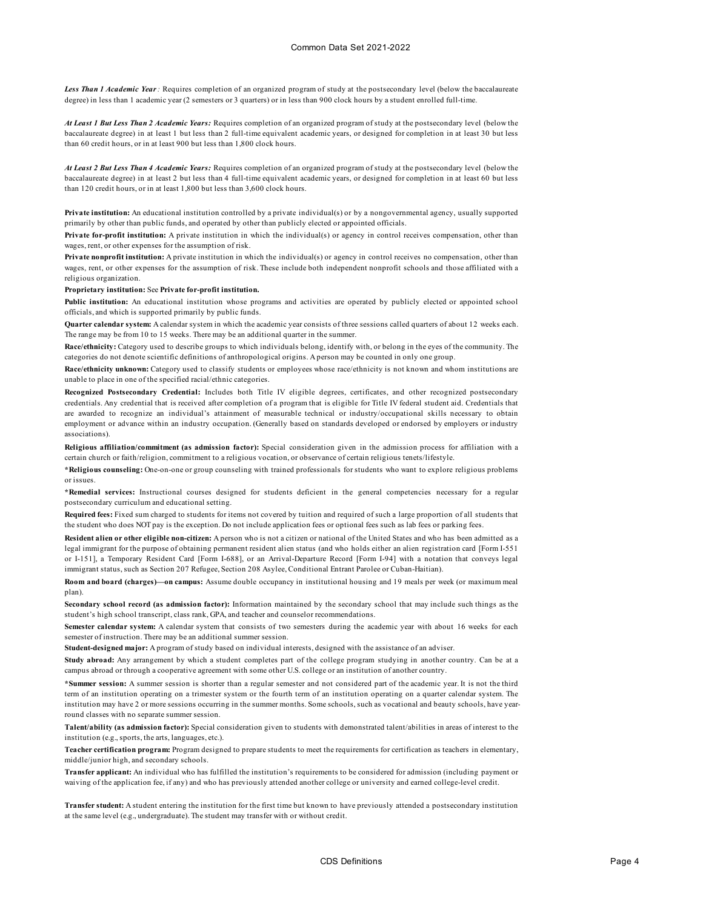***Less Than 1 Academic Year*** *:* Requires completion of an organized program of study at the postsecondary level (below the baccalaureate degree) in less than 1 academic year (2 semesters or 3 quarters) or in less than 900 clock hours by a student enrolled full-time.

***At Least 1 But Less Than 2 Academic Years:*** Requires completion of an organized program of study at the postsecondary level (below the baccalaureate degree) in at least 1 but less than 2 full-time equivalent academic years, or designed for completion in at least 30 but less than 60 credit hours, or in at least 900 but less than 1,800 clock hours.

***At Least 2 But Less Than 4 Academic Years:*** Requires completion of an organized program of study at the postsecondary level (below the baccalaureate degree) in at least 2 but less than 4 full-time equivalent academic years, or designed for completion in at least 60 but less than 120 credit hours, or in at least 1,800 but less than 3,600 clock hours.

**Private institution:** An educational institution controlled by a private individual(s) or by a nongovernmental agency, usually supported primarily by other than public funds, and operated by other than publicly elected or appointed officials.

**Private for-profit institution:** A private institution in which the individual(s) or agency in control receives compensation, other than wages, rent, or other expenses for the assumption of risk.

**Private nonprofit institution:** A private institution in which the individual(s) or agency in control receives no compensation, other than wages, rent, or other expenses for the assumption of risk. These include both independent nonprofit schools and those affiliated with a religious organization.

**Proprietary institution:** See **Private for-profit institution.**

**Public institution:** An educational institution whose programs and activities are operated by publicly elected or appointed school officials, and which is supported primarily by public funds.

**Quarter calendar system:** A calendar system in which the academic year consists of three sessions called quarters of about 12 weeks each. The range may be from 10 to 15 weeks. There may be an additional quarter in the summer.

**Race/ethnicity:** Category used to describe groups to which individuals belong, identify with, or belong in the eyes of the community. The categories do not denote scientific definitions of anthropological origins. A person may be counted in only one group.

**Race/ethnicity unknown:** Category used to classify students or employees whose race/ethnicity is not known and whom institutions are unable to place in one of the specified racial/ethnic categories.

**Recognized Postsecondary Credential:** Includes both Title IV eligible degrees, certificates, and other recognized postsecondary credentials. Any credential that is received after completion of a program that is eligible for Title IV federal student aid. Credentials that are awarded to recognize an individual's attainment of measurable technical or industry/occupational skills necessary to obtain employment or advance within an industry occupation. (Generally based on standards developed or endorsed by employers or industry associations).

**Religious affiliation/commitment (as admission factor):** Special consideration given in the admission process for affiliation with a certain church or faith/religion, commitment to a religious vocation, or observance of certain religious tenets/lifestyle.

**\*Religious counseling:** One-on-one or group counseling with trained professionals for students who want to explore religious problems or issues.

**\*Remedial services:** Instructional courses designed for students deficient in the general competencies necessary for a regular postsecondary curriculum and educational setting.

**Required fees:** Fixed sum charged to students for items not covered by tuition and required of such a large proportion of all students that the student who does NOT pay is the exception. Do not include application fees or optional fees such as lab fees or parking fees.

**Resident alien or other eligible non-citizen:** A person who is not a citizen or national of the United States and who has been admitted as a legal immigrant for the purpose of obtaining permanent resident alien status (and who holds either an alien registration card [Form I-551 or I-151], a Temporary Resident Card [Form I-688], or an Arrival-Departure Record [Form I-94] with a notation that conveys legal immigrant status, such as Section 207 Refugee, Section 208 Asylee, Conditional Entrant Parolee or Cuban-Haitian).

**Room and board (charges)—on campus:** Assume double occupancy in institutional housing and 19 meals per week (or maximum meal plan).

**Secondary school record (as admission factor):** Information maintained by the secondary school that may include such things as the student's high school transcript, class rank, GPA, and teacher and counselor recommendations.

**Semester calendar system:** A calendar system that consists of two semesters during the academic year with about 16 weeks for each semester of instruction. There may be an additional summer session.

**Student-designed major:** A program of study based on individual interests, designed with the assistance of an adviser.

**Study abroad:** Any arrangement by which a student completes part of the college program studying in another country. Can be at a campus abroad or through a cooperative agreement with some other U.S. college or an institution of another country.

**\*Summer session:** A summer session is shorter than a regular semester and not considered part of the academic year. It is not the third term of an institution operating on a trimester system or the fourth term of an institution operating on a quarter calendar system. The institution may have 2 or more sessions occurring in the summer months. Some schools, such as vocational and beauty schools, have year-round classes with no separate summer session.

**Talent/ability (as admission factor):** Special consideration given to students with demonstrated talent/abilities in areas of interest to the institution (e.g., sports, the arts, languages, etc.).

**Teacher certification program:** Program designed to prepare students to meet the requirements for certification as teachers in elementary, middle/junior high, and secondary schools.

**Transfer applicant:** An individual who has fulfilled the institution's requirements to be considered for admission (including payment or waiving of the application fee, if any) and who has previously attended another college or university and earned college-level credit.

**Transfer student:** A student entering the institution for the first time but known to have previously attended a postsecondary institution at the same level (e.g., undergraduate). The student may transfer with or without credit.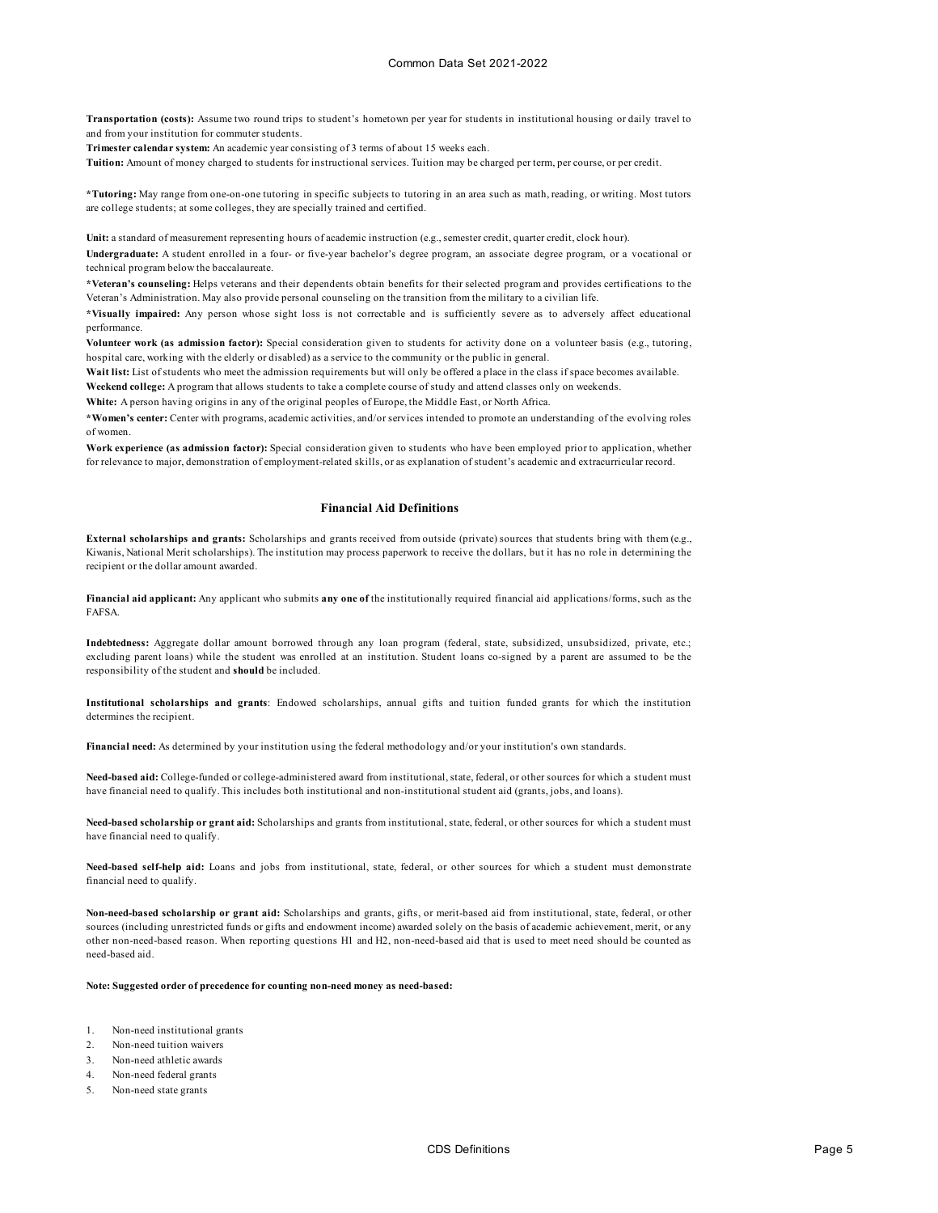**Transportation (costs):** Assume two round trips to student's hometown per year for students in institutional housing or daily travel to and from your institution for commuter students.

**Trimester calendar system:** An academic year consisting of 3 terms of about 15 weeks each.

**Tuition:** Amount of money charged to students for instructional services. Tuition may be charged per term, per course, or per credit.

***Tutoring:** May range from one-on-one tutoring in specific subjects to tutoring in an area such as math, reading, or writing. Most tutors are college students; at some colleges, they are specially trained and certified.

**Unit:** a standard of measurement representing hours of academic instruction (e.g., semester credit, quarter credit, clock hour).

**Undergraduate:** A student enrolled in a four- or five-year bachelor's degree program, an associate degree program, or a vocational or technical program below the baccalaureate.

***Veteran's counseling:** Helps veterans and their dependents obtain benefits for their selected program and provides certifications to the Veteran's Administration. May also provide personal counseling on the transition from the military to a civilian life.

***Visually impaired:** Any person whose sight loss is not correctable and is sufficiently severe as to adversely affect educational performance.

**Volunteer work (as admission factor):** Special consideration given to students for activity done on a volunteer basis (e.g., tutoring, hospital care, working with the elderly or disabled) as a service to the community or the public in general.

**Wait list:** List of students who meet the admission requirements but will only be offered a place in the class if space becomes available.

**Weekend college:** A program that allows students to take a complete course of study and attend classes only on weekends.

**White:** A person having origins in any of the original peoples of Europe, the Middle East, or North Africa.

***Women's center:** Center with programs, academic activities, and/or services intended to promote an understanding of the evolving roles of women.

**Work experience (as admission factor):** Special consideration given to students who have been employed prior to application, whether for relevance to major, demonstration of employment-related skills, or as explanation of student's academic and extracurricular record.

## Financial Aid Definitions

**External scholarships and grants:** Scholarships and grants received from outside (private) sources that students bring with them (e.g., Kiwanis, National Merit scholarships). The institution may process paperwork to receive the dollars, but it has no role in determining the recipient or the dollar amount awarded.

**Financial aid applicant:** Any applicant who submits **any one of** the institutionally required financial aid applications/forms, such as the FAFSA.

**Indebtedness:** Aggregate dollar amount borrowed through any loan program (federal, state, subsidized, unsubsidized, private, etc.; excluding parent loans) while the student was enrolled at an institution. Student loans co-signed by a parent are assumed to be the responsibility of the student and **should** be included.

**Institutional scholarships and grants**: Endowed scholarships, annual gifts and tuition funded grants for which the institution determines the recipient.

**Financial need:** As determined by your institution using the federal methodology and/or your institution's own standards.

**Need-based aid:** College-funded or college-administered award from institutional, state, federal, or other sources for which a student must have financial need to qualify. This includes both institutional and non-institutional student aid (grants, jobs, and loans).

**Need-based scholarship or grant aid:** Scholarships and grants from institutional, state, federal, or other sources for which a student must have financial need to qualify.

**Need-based self-help aid:** Loans and jobs from institutional, state, federal, or other sources for which a student must demonstrate financial need to qualify.

**Non-need-based scholarship or grant aid:** Scholarships and grants, gifts, or merit-based aid from institutional, state, federal, or other sources (including unrestricted funds or gifts and endowment income) awarded solely on the basis of academic achievement, merit, or any other non-need-based reason. When reporting questions H1 and H2, non-need-based aid that is used to meet need should be counted as need-based aid.

**Note: Suggested order of precedence for counting non-need money as need-based:**

1. Non-need institutional grants
2. Non-need tuition waivers
3. Non-need athletic awards
4. Non-need federal grants
5. Non-need state grants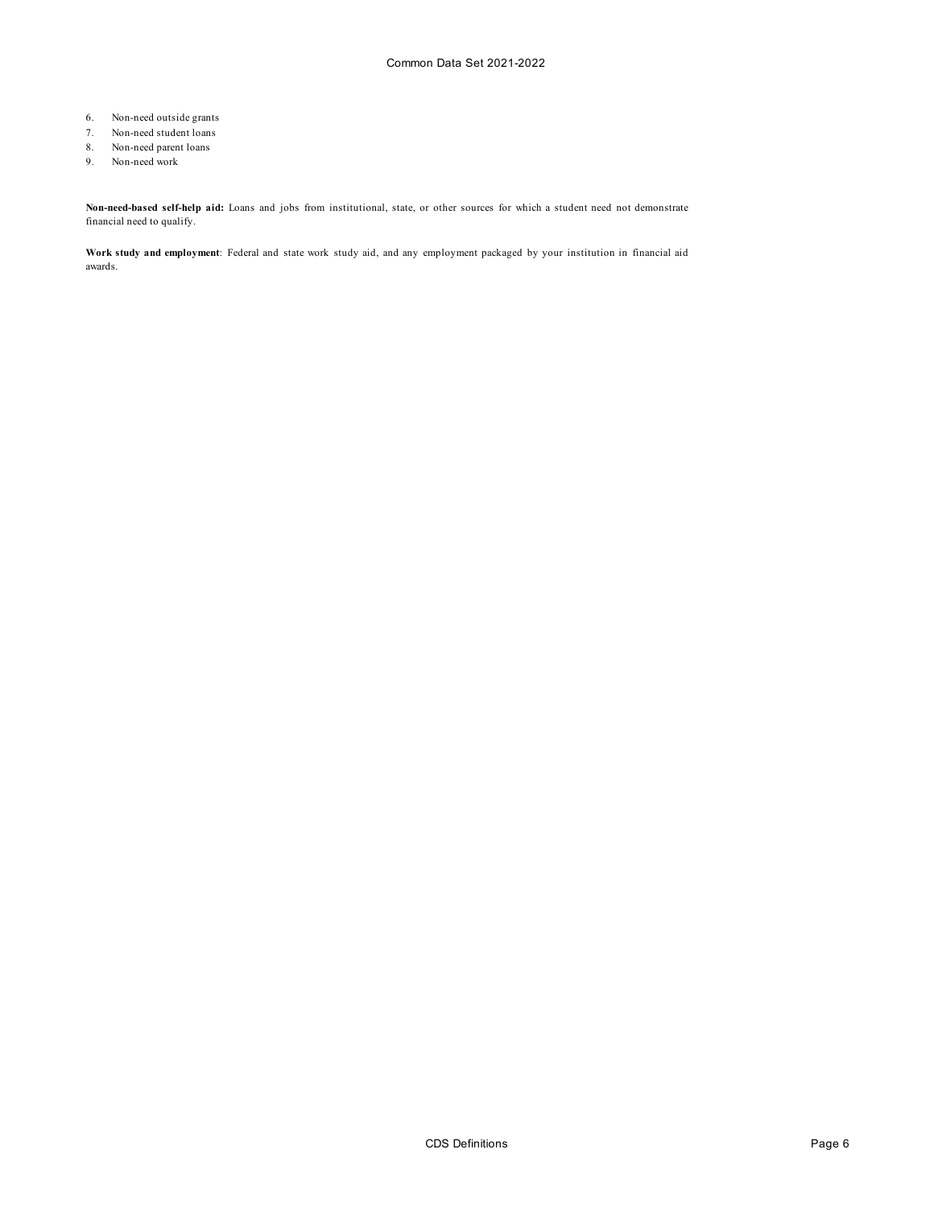6. Non-need outside grants
7. Non-need student loans
8. Non-need parent loans
9. Non-need work

**Non-need-based self-help aid:** Loans and jobs from institutional, state, or other sources for which a student need not demonstrate financial need to qualify.

**Work study and employment**: Federal and state work study aid, and any employment packaged by your institution in financial aid awards.